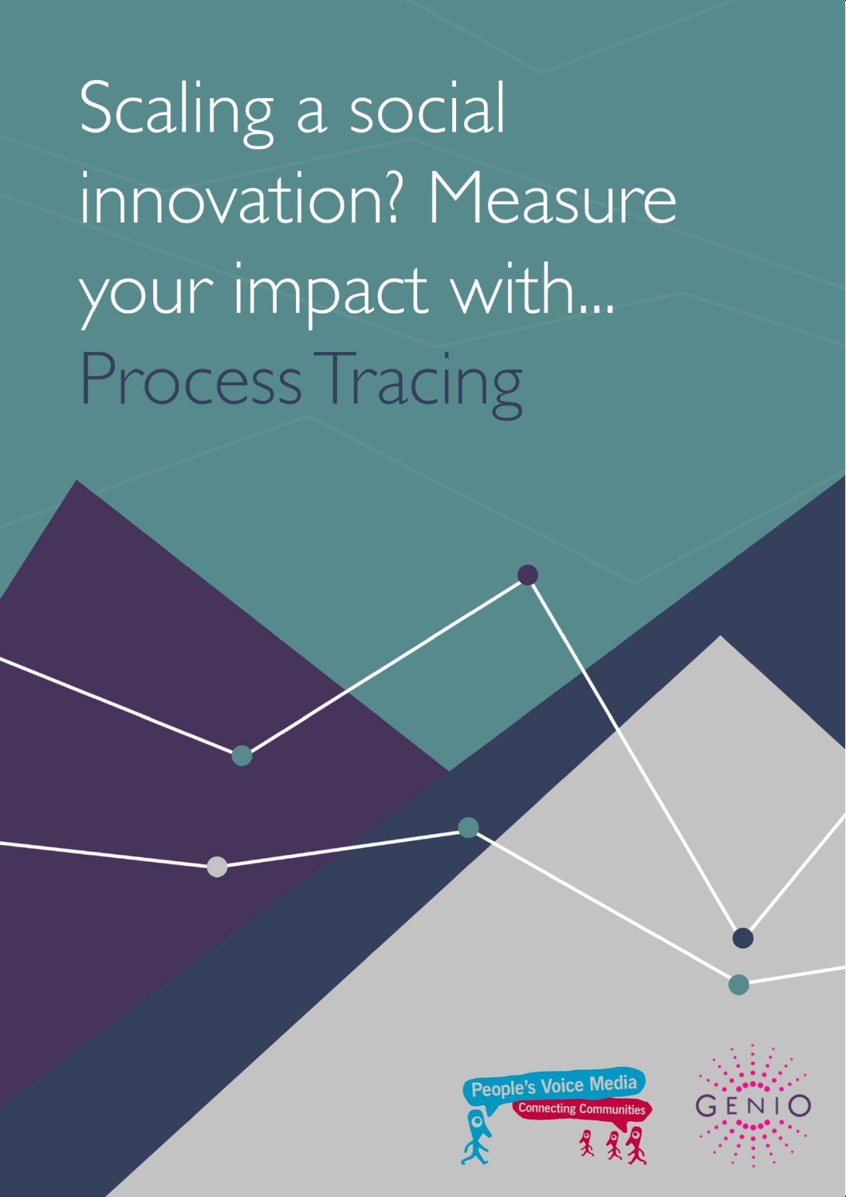# Scaling a social innovation? Measure your impact with... Process Tracing

People's Voice Media

Connecting Communities

GENIO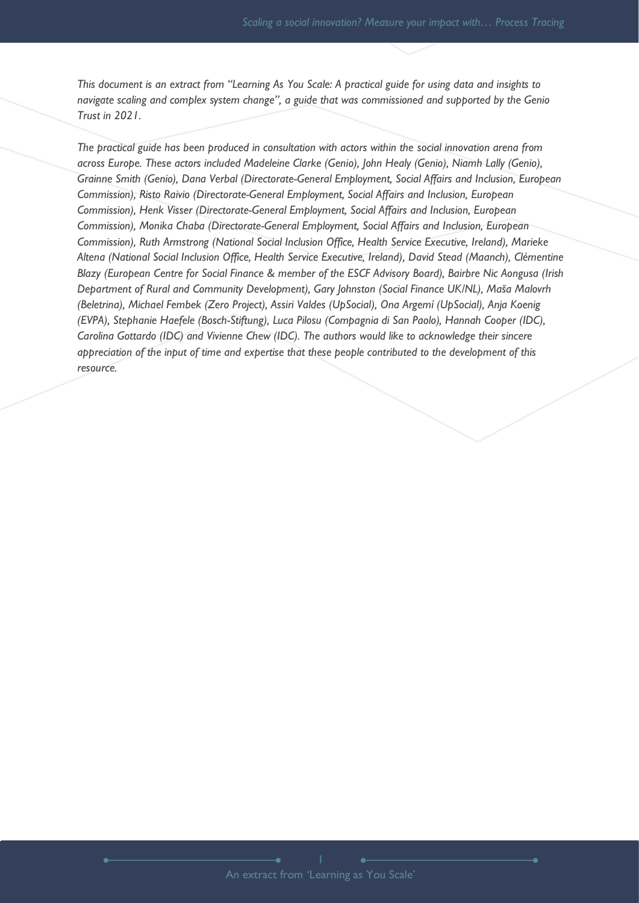*This document is an extract from "Learning As You Scale: A practical guide for using data and insights to navigate scaling and complex system change", a guide that was commissioned and supported by the Genio Trust in 2021.*

*The practical guide has been produced in consultation with actors within the social innovation arena from across Europe. These actors included Madeleine Clarke (Genio), John Healy (Genio), Niamh Lally (Genio), Grainne Smith (Genio), Dana Verbal (Directorate-General Employment, Social Affairs and Inclusion, European Commission), Risto Raivio (Directorate-General Employment, Social Affairs and Inclusion, European Commission), Henk Visser (Directorate-General Employment, Social Affairs and Inclusion, European Commission), Monika Chaba (Directorate-General Employment, Social Affairs and Inclusion, European Commission), Ruth Armstrong (National Social Inclusion Office, Health Service Executive, Ireland), Marieke Altena (National Social Inclusion Office, Health Service Executive, Ireland), David Stead (Maanch), Clémentine Blazy (European Centre for Social Finance & member of the ESCF Advisory Board), Bairbre Nic Aongusa (Irish Department of Rural and Community Development), Gary Johnston (Social Finance UK/NL), Maša Malovrh (Beletrina), Michael Fembek (Zero Project), Assiri Valdes (UpSocial), Ona Argemí (UpSocial), Anja Koenig (EVPA), Stephanie Haefele (Bosch-Stiftung), Luca Pilosu (Compagnia di San Paolo), Hannah Cooper (IDC), Carolina Gottardo (IDC) and Vivienne Chew (IDC). The authors would like to acknowledge their sincere appreciation of the input of time and expertise that these people contributed to the development of this resource.*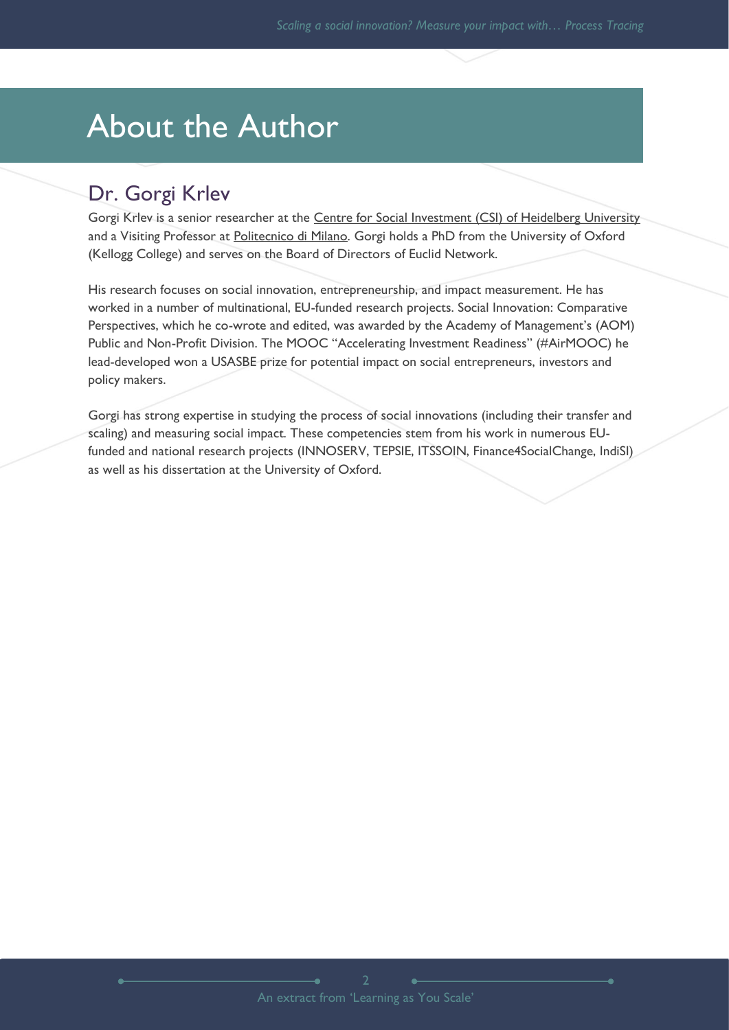# About the Author

## Dr. Gorgi Krlev

Gorgi Krlev is a senior researcher at the Centre for Social Investment (CSI) of Heidelberg University and a Visiting Professor at Politecnico di Milano. Gorgi holds a PhD from the University of Oxford (Kellogg College) and serves on the Board of Directors of Euclid Network.

His research focuses on social innovation, entrepreneurship, and impact measurement. He has worked in a number of multinational, EU-funded research projects. Social Innovation: Comparative Perspectives, which he co-wrote and edited, was awarded by the Academy of Management's (AOM) Public and Non-Profit Division. The MOOC "Accelerating Investment Readiness" (#AirMOOC) he lead-developed won a USASBE prize for potential impact on social entrepreneurs, investors and policy makers.

Gorgi has strong expertise in studying the process of social innovations (including their transfer and scaling) and measuring social impact. These competencies stem from his work in numerous EU-funded and national research projects (INNOSERV, TEPSIE, ITSSOIN, Finance4SocialChange, IndiSI) as well as his dissertation at the University of Oxford.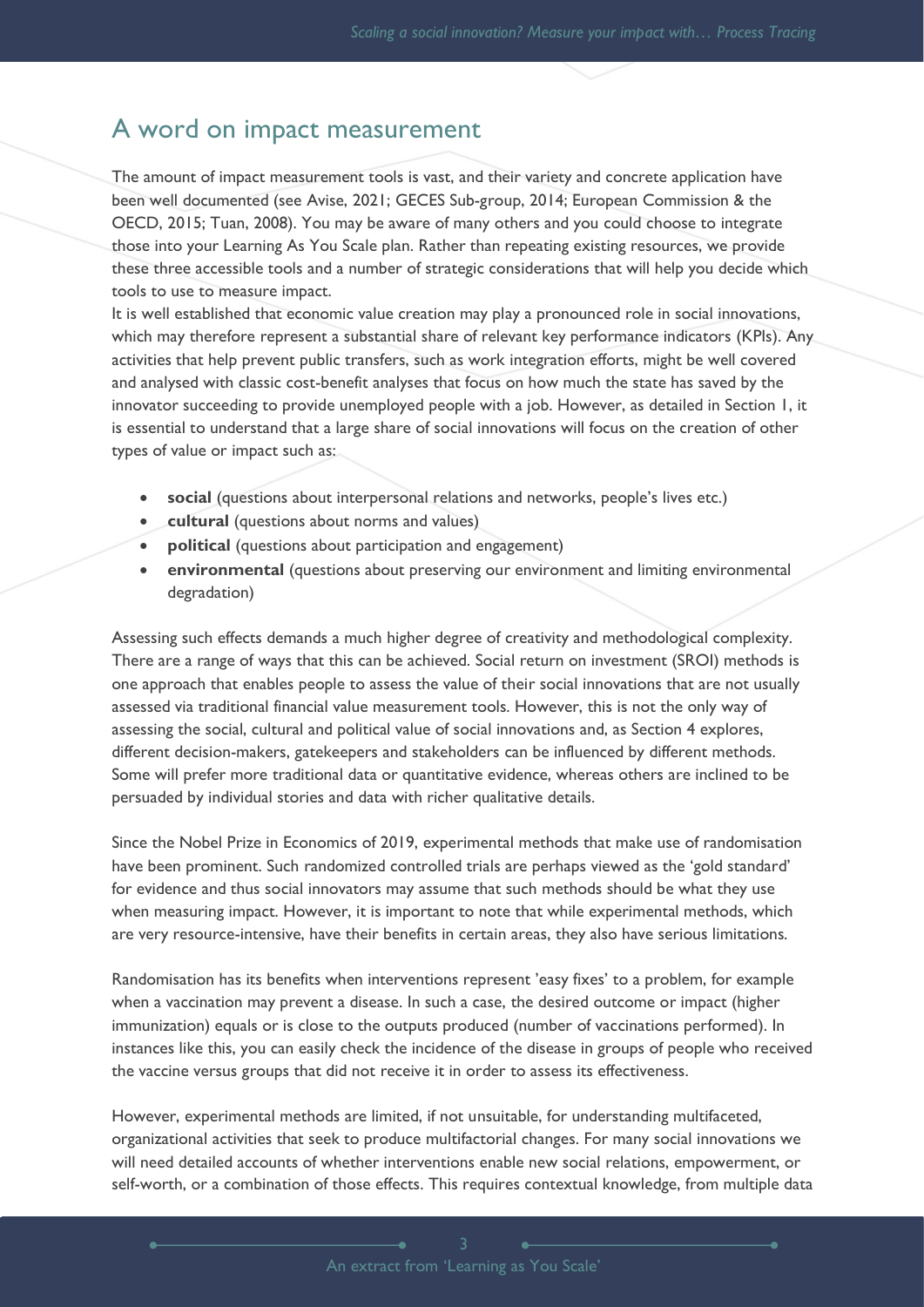## A word on impact measurement

The amount of impact measurement tools is vast, and their variety and concrete application have been well documented (see Avise, 2021; GECES Sub-group, 2014; European Commission & the OECD, 2015; Tuan, 2008). You may be aware of many others and you could choose to integrate those into your Learning As You Scale plan. Rather than repeating existing resources, we provide these three accessible tools and a number of strategic considerations that will help you decide which tools to use to measure impact.

It is well established that economic value creation may play a pronounced role in social innovations, which may therefore represent a substantial share of relevant key performance indicators (KPIs). Any activities that help prevent public transfers, such as work integration efforts, might be well covered and analysed with classic cost-benefit analyses that focus on how much the state has saved by the innovator succeeding to provide unemployed people with a job. However, as detailed in Section 1, it is essential to understand that a large share of social innovations will focus on the creation of other types of value or impact such as:

- **social** (questions about interpersonal relations and networks, people's lives etc.)
- **cultural** (questions about norms and values)
- **political** (questions about participation and engagement)
- **environmental** (questions about preserving our environment and limiting environmental degradation)

Assessing such effects demands a much higher degree of creativity and methodological complexity. There are a range of ways that this can be achieved. Social return on investment (SROI) methods is one approach that enables people to assess the value of their social innovations that are not usually assessed via traditional financial value measurement tools. However, this is not the only way of assessing the social, cultural and political value of social innovations and, as Section 4 explores, different decision-makers, gatekeepers and stakeholders can be influenced by different methods. Some will prefer more traditional data or quantitative evidence, whereas others are inclined to be persuaded by individual stories and data with richer qualitative details.

Since the Nobel Prize in Economics of 2019, experimental methods that make use of randomisation have been prominent. Such randomized controlled trials are perhaps viewed as the 'gold standard' for evidence and thus social innovators may assume that such methods should be what they use when measuring impact. However, it is important to note that while experimental methods, which are very resource-intensive, have their benefits in certain areas, they also have serious limitations.

Randomisation has its benefits when interventions represent 'easy fixes' to a problem, for example when a vaccination may prevent a disease. In such a case, the desired outcome or impact (higher immunization) equals or is close to the outputs produced (number of vaccinations performed). In instances like this, you can easily check the incidence of the disease in groups of people who received the vaccine versus groups that did not receive it in order to assess its effectiveness.

However, experimental methods are limited, if not unsuitable, for understanding multifaceted, organizational activities that seek to produce multifactorial changes. For many social innovations we will need detailed accounts of whether interventions enable new social relations, empowerment, or self-worth, or a combination of those effects. This requires contextual knowledge, from multiple data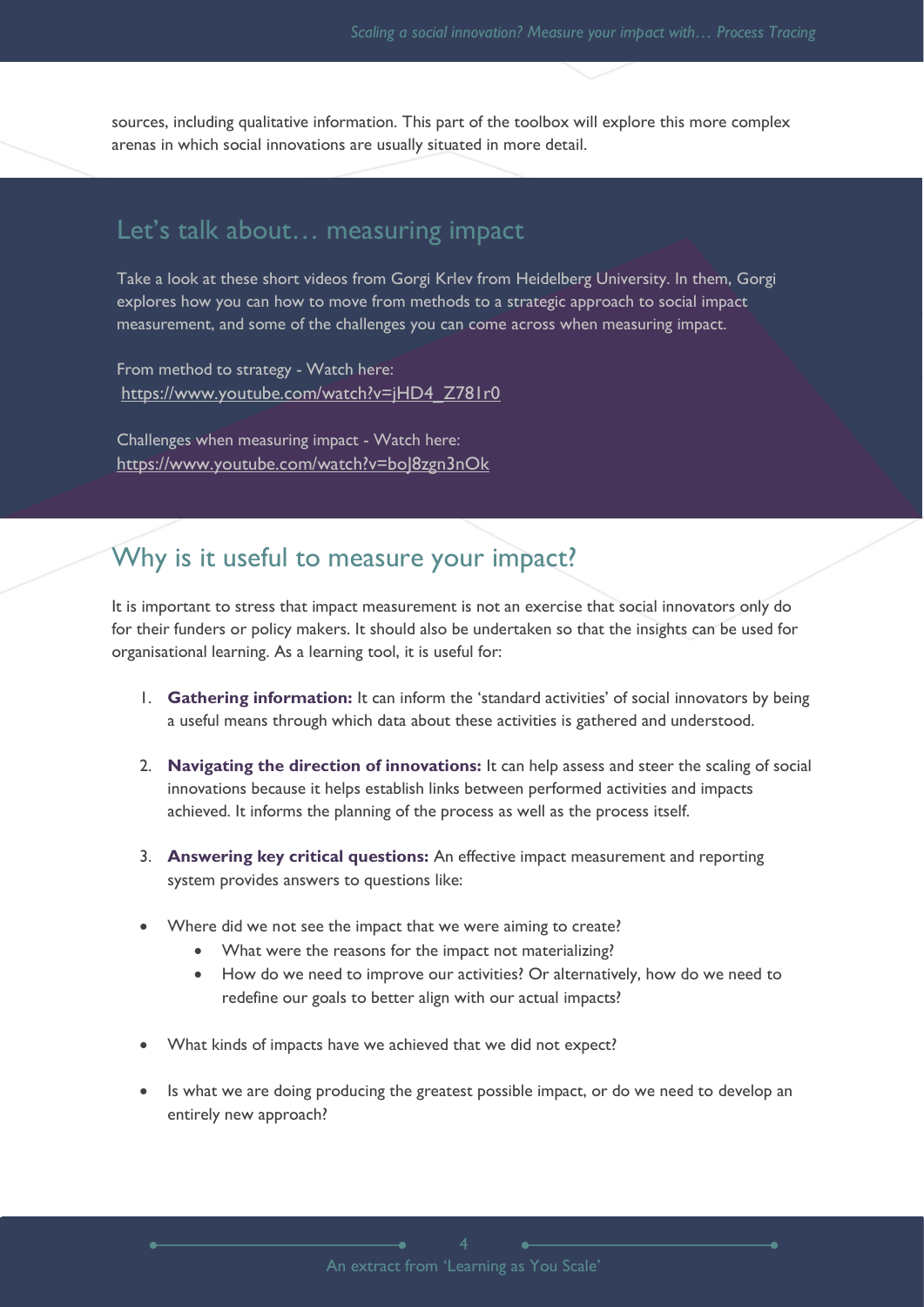sources, including qualitative information. This part of the toolbox will explore this more complex arenas in which social innovations are usually situated in more detail.

## Let's talk about… measuring impact

Take a look at these short videos from Gorgi Krlev from Heidelberg University. In them, Gorgi explores how you can how to move from methods to a strategic approach to social impact measurement, and some of the challenges you can come across when measuring impact.

From method to strategy - Watch here:
https://www.youtube.com/watch?v=jHD4_Z781r0

Challenges when measuring impact - Watch here:
https://www.youtube.com/watch?v=boJ8zgn3nOk

## Why is it useful to measure your impact?

It is important to stress that impact measurement is not an exercise that social innovators only do for their funders or policy makers. It should also be undertaken so that the insights can be used for organisational learning. As a learning tool, it is useful for:

1. **Gathering information:** It can inform the 'standard activities' of social innovators by being a useful means through which data about these activities is gathered and understood.

2. **Navigating the direction of innovations:** It can help assess and steer the scaling of social innovations because it helps establish links between performed activities and impacts achieved. It informs the planning of the process as well as the process itself.

3. **Answering key critical questions:** An effective impact measurement and reporting system provides answers to questions like:

- Where did we not see the impact that we were aiming to create?
  - What were the reasons for the impact not materializing?
  - How do we need to improve our activities? Or alternatively, how do we need to redefine our goals to better align with our actual impacts?

- What kinds of impacts have we achieved that we did not expect?

- Is what we are doing producing the greatest possible impact, or do we need to develop an entirely new approach?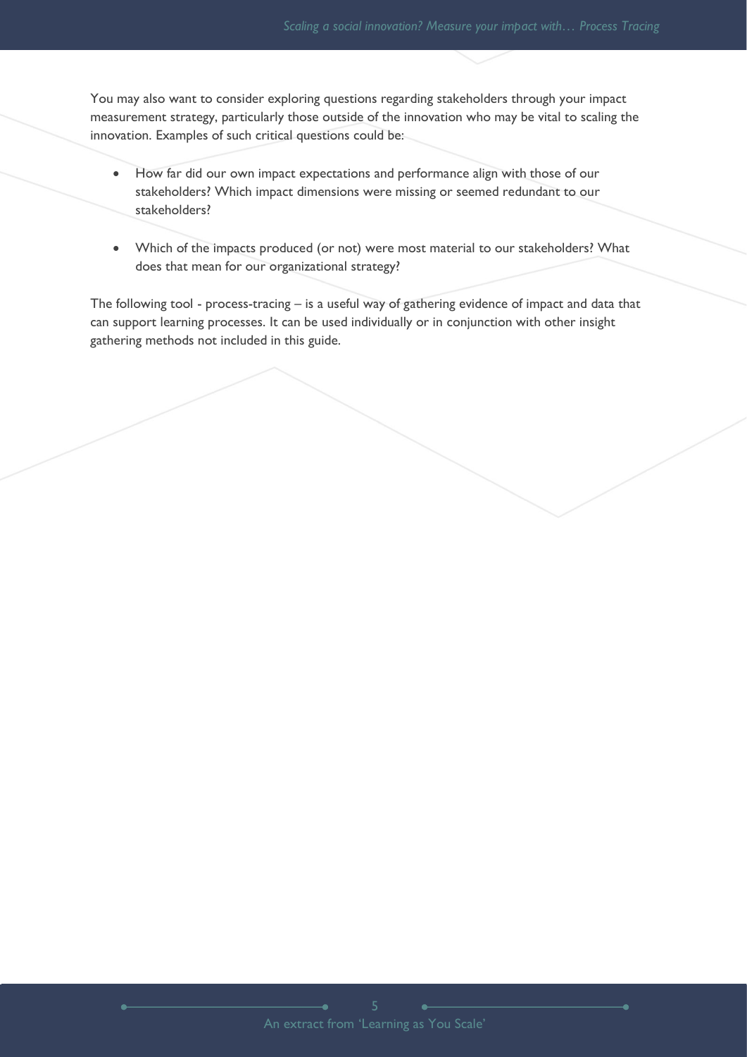You may also want to consider exploring questions regarding stakeholders through your impact measurement strategy, particularly those outside of the innovation who may be vital to scaling the innovation. Examples of such critical questions could be:

- How far did our own impact expectations and performance align with those of our stakeholders? Which impact dimensions were missing or seemed redundant to our stakeholders?
- Which of the impacts produced (or not) were most material to our stakeholders? What does that mean for our organizational strategy?

The following tool - process-tracing – is a useful way of gathering evidence of impact and data that can support learning processes. It can be used individually or in conjunction with other insight gathering methods not included in this guide.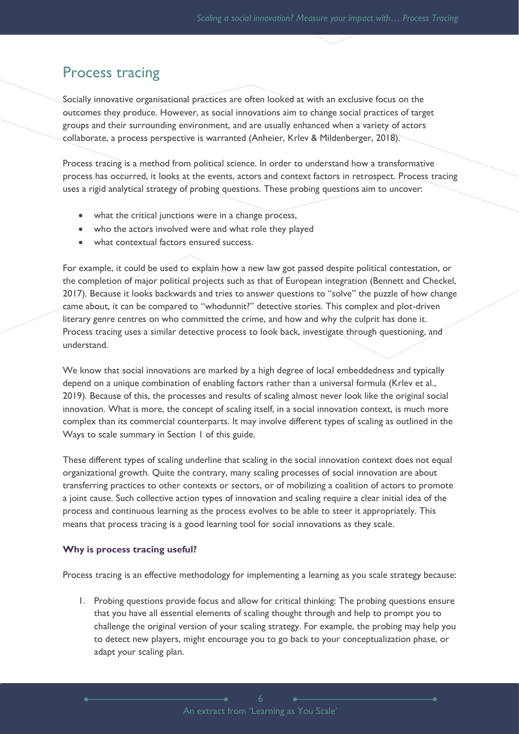## Process tracing

Socially innovative organisational practices are often looked at with an exclusive focus on the outcomes they produce. However, as social innovations aim to change social practices of target groups and their surrounding environment, and are usually enhanced when a variety of actors collaborate, a process perspective is warranted (Anheier, Krlev & Mildenberger, 2018).

Process tracing is a method from political science. In order to understand how a transformative process has occurred, it looks at the events, actors and context factors in retrospect. Process tracing uses a rigid analytical strategy of probing questions. These probing questions aim to uncover:

- what the critical junctions were in a change process,
- who the actors involved were and what role they played
- what contextual factors ensured success.

For example, it could be used to explain how a new law got passed despite political contestation, or the completion of major political projects such as that of European integration (Bennett and Checkel, 2017). Because it looks backwards and tries to answer questions to "solve" the puzzle of how change came about, it can be compared to "whodunnit?" detective stories. This complex and plot-driven literary genre centres on who committed the crime, and how and why the culprit has done it. Process tracing uses a similar detective process to look back, investigate through questioning, and understand.

We know that social innovations are marked by a high degree of local embeddedness and typically depend on a unique combination of enabling factors rather than a universal formula (Krlev et al., 2019). Because of this, the processes and results of scaling almost never look like the original social innovation. What is more, the concept of scaling itself, in a social innovation context, is much more complex than its commercial counterparts. It may involve different types of scaling as outlined in the Ways to scale summary in Section 1 of this guide.

These different types of scaling underline that scaling in the social innovation context does not equal organizational growth. Quite the contrary, many scaling processes of social innovation are about transferring practices to other contexts or sectors, or of mobilizing a coalition of actors to promote a joint cause. Such collective action types of innovation and scaling require a clear initial idea of the process and continuous learning as the process evolves to be able to steer it appropriately. This means that process tracing is a good learning tool for social innovations as they scale.

**Why is process tracing useful?**

Process tracing is an effective methodology for implementing a learning as you scale strategy because:

1. Probing questions provide focus and allow for critical thinking: The probing questions ensure that you have all essential elements of scaling thought through and help to prompt you to challenge the original version of your scaling strategy. For example, the probing may help you to detect new players, might encourage you to go back to your conceptualization phase, or adapt your scaling plan.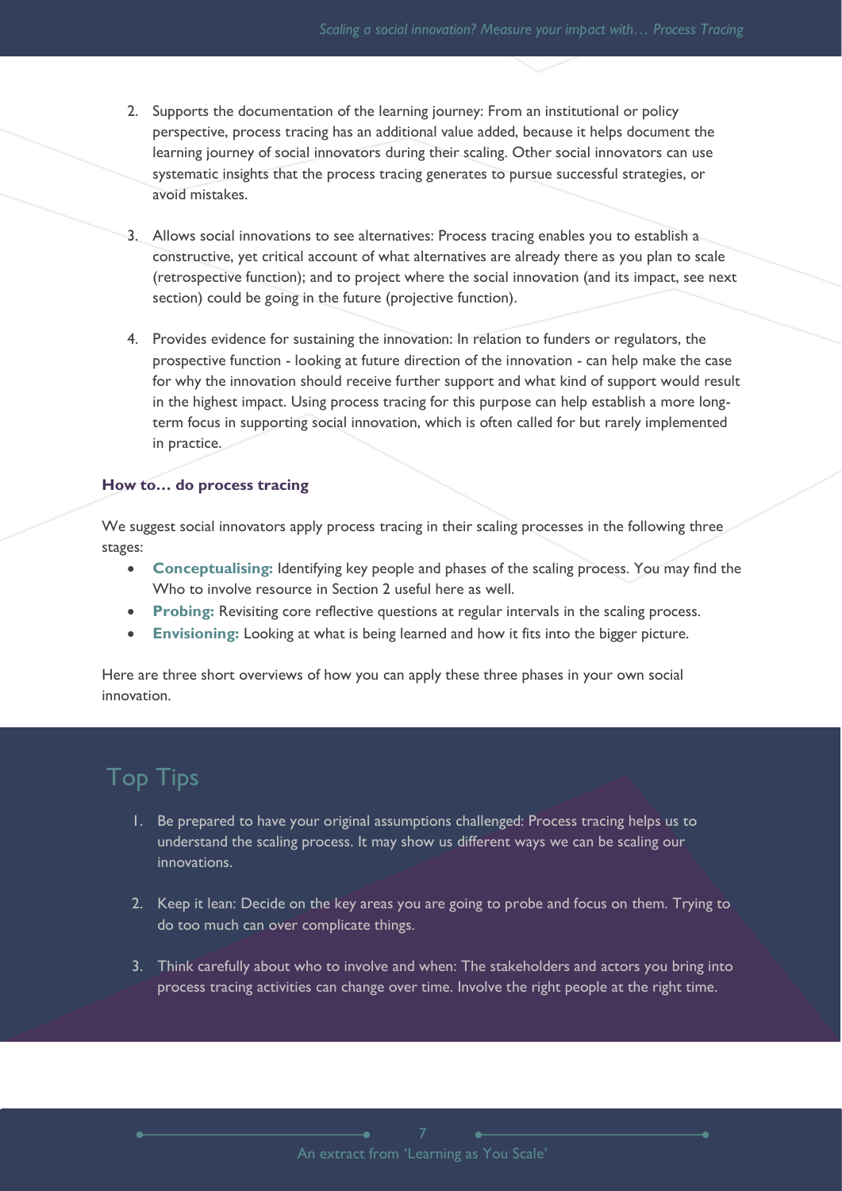2. Supports the documentation of the learning journey: From an institutional or policy perspective, process tracing has an additional value added, because it helps document the learning journey of social innovators during their scaling. Other social innovators can use systematic insights that the process tracing generates to pursue successful strategies, or avoid mistakes.

3. Allows social innovations to see alternatives: Process tracing enables you to establish a constructive, yet critical account of what alternatives are already there as you plan to scale (retrospective function); and to project where the social innovation (and its impact, see next section) could be going in the future (projective function).

4. Provides evidence for sustaining the innovation: In relation to funders or regulators, the prospective function - looking at future direction of the innovation - can help make the case for why the innovation should receive further support and what kind of support would result in the highest impact. Using process tracing for this purpose can help establish a more long-term focus in supporting social innovation, which is often called for but rarely implemented in practice.

**How to… do process tracing**

We suggest social innovators apply process tracing in their scaling processes in the following three stages:

- **Conceptualising:** Identifying key people and phases of the scaling process. You may find the Who to involve resource in Section 2 useful here as well.
- **Probing:** Revisiting core reflective questions at regular intervals in the scaling process.
- **Envisioning:** Looking at what is being learned and how it fits into the bigger picture.

Here are three short overviews of how you can apply these three phases in your own social innovation.

## Top Tips

1. Be prepared to have your original assumptions challenged: Process tracing helps us to understand the scaling process. It may show us different ways we can be scaling our innovations.

2. Keep it lean: Decide on the key areas you are going to probe and focus on them. Trying to do too much can over complicate things.

3. Think carefully about who to involve and when: The stakeholders and actors you bring into process tracing activities can change over time. Involve the right people at the right time.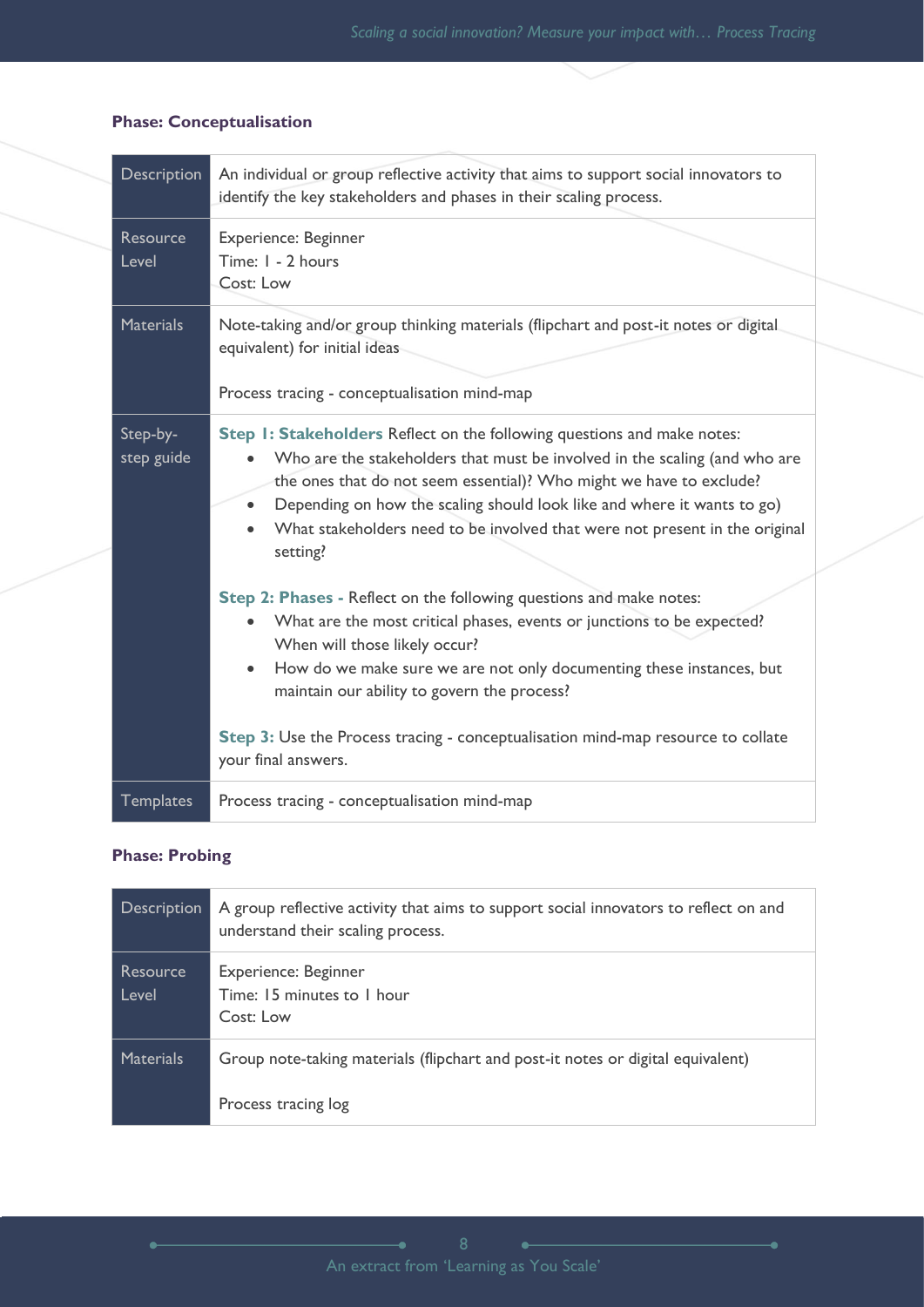**Phase: Conceptualisation**

| | |
|---|---|
| Description | An individual or group reflective activity that aims to support social innovators to identify the key stakeholders and phases in their scaling process. |
| Resource Level | Experience: Beginner<br>Time: 1 - 2 hours<br>Cost: Low |
| Materials | Note-taking and/or group thinking materials (flipchart and post-it notes or digital equivalent) for initial ideas<br><br>Process tracing - conceptualisation mind-map |
| Step-by-step guide | **Step 1: Stakeholders** Reflect on the following questions and make notes:<br>• Who are the stakeholders that must be involved in the scaling (and who are the ones that do not seem essential)? Who might we have to exclude?<br>• Depending on how the scaling should look like and where it wants to go)<br>• What stakeholders need to be involved that were not present in the original setting?<br><br>**Step 2: Phases -** Reflect on the following questions and make notes:<br>• What are the most critical phases, events or junctions to be expected? When will those likely occur?<br>• How do we make sure we are not only documenting these instances, but maintain our ability to govern the process?<br><br>**Step 3:** Use the Process tracing - conceptualisation mind-map resource to collate your final answers. |
| Templates | Process tracing - conceptualisation mind-map |

**Phase: Probing**

| | |
|---|---|
| Description | A group reflective activity that aims to support social innovators to reflect on and understand their scaling process. |
| Resource Level | Experience: Beginner<br>Time: 15 minutes to 1 hour<br>Cost: Low |
| Materials | Group note-taking materials (flipchart and post-it notes or digital equivalent)<br><br>Process tracing log |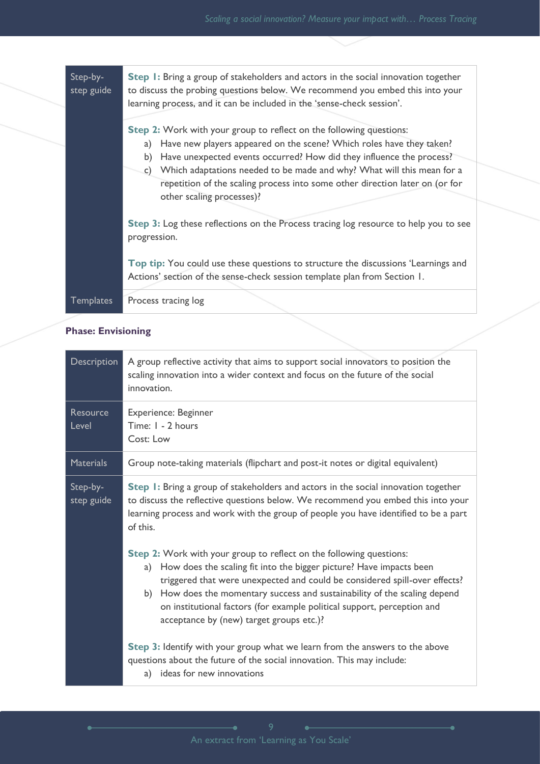| | |
|---|---|
| Step-by-step guide | **Step 1:** Bring a group of stakeholders and actors in the social innovation together to discuss the probing questions below. We recommend you embed this into your learning process, and it can be included in the 'sense-check session'.<br><br>**Step 2:** Work with your group to reflect on the following questions:<br>a) Have new players appeared on the scene? Which roles have they taken?<br>b) Have unexpected events occurred? How did they influence the process?<br>c) Which adaptations needed to be made and why? What will this mean for a repetition of the scaling process into some other direction later on (or for other scaling processes)?<br><br>**Step 3:** Log these reflections on the Process tracing log resource to help you to see progression.<br><br>**Top tip:** You could use these questions to structure the discussions 'Learnings and Actions' section of the sense-check session template plan from Section 1. |
| Templates | Process tracing log |

**Phase: Envisioning**

| | |
|---|---|
| Description | A group reflective activity that aims to support social innovators to position the scaling innovation into a wider context and focus on the future of the social innovation. |
| Resource Level | Experience: Beginner<br>Time: 1 - 2 hours<br>Cost: Low |
| Materials | Group note-taking materials (flipchart and post-it notes or digital equivalent) |
| Step-by-step guide | **Step 1:** Bring a group of stakeholders and actors in the social innovation together to discuss the reflective questions below. We recommend you embed this into your learning process and work with the group of people you have identified to be a part of this.<br><br>**Step 2:** Work with your group to reflect on the following questions:<br>a) How does the scaling fit into the bigger picture? Have impacts been triggered that were unexpected and could be considered spill-over effects?<br>b) How does the momentary success and sustainability of the scaling depend on institutional factors (for example political support, perception and acceptance by (new) target groups etc.)?<br><br>**Step 3:** Identify with your group what we learn from the answers to the above questions about the future of the social innovation. This may include:<br>a) ideas for new innovations |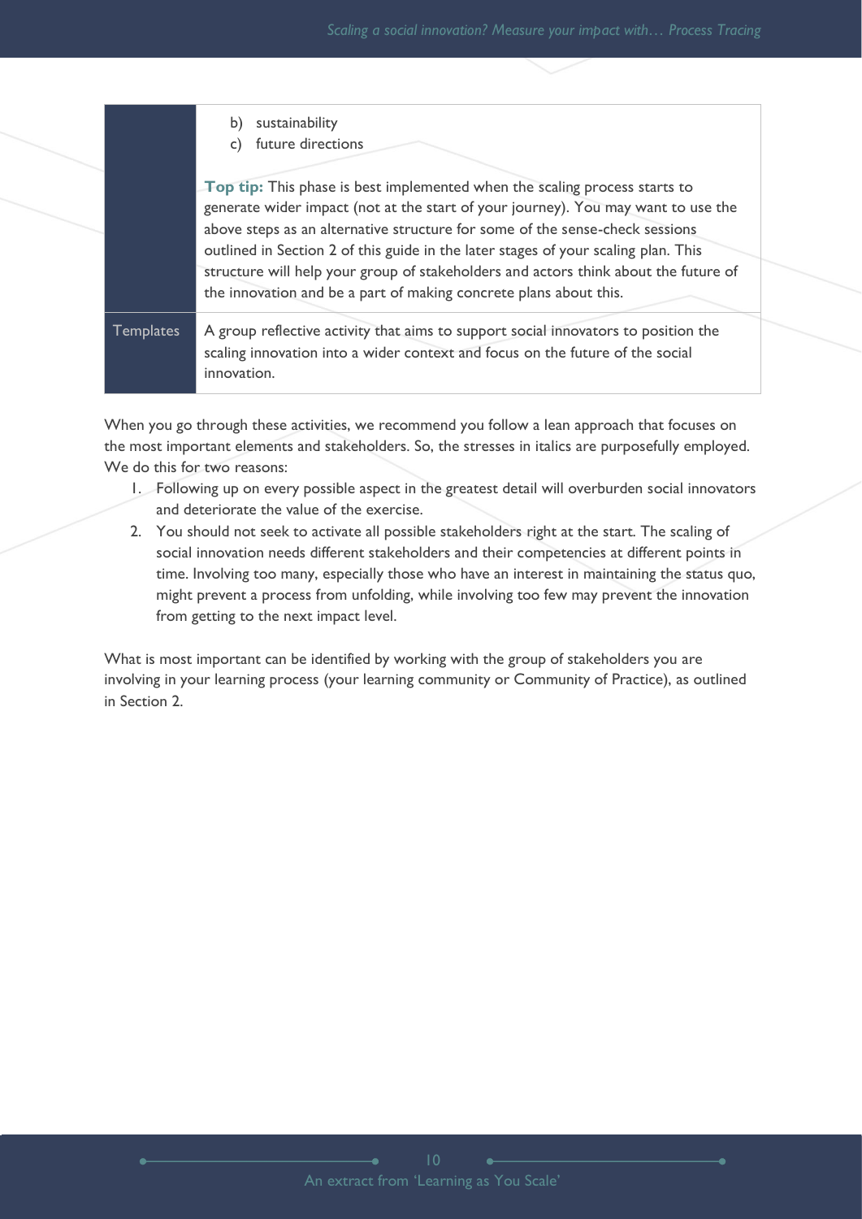| | |
|---|---|
| | b) sustainability<br>c) future directions<br><br>**Top tip:** This phase is best implemented when the scaling process starts to generate wider impact (not at the start of your journey). You may want to use the above steps as an alternative structure for some of the sense-check sessions outlined in Section 2 of this guide in the later stages of your scaling plan. This structure will help your group of stakeholders and actors think about the future of the innovation and be a part of making concrete plans about this. |
| Templates | A group reflective activity that aims to support social innovators to position the scaling innovation into a wider context and focus on the future of the social innovation. |

When you go through these activities, we recommend you follow a lean approach that focuses on the most important elements and stakeholders. So, the stresses in italics are purposefully employed. We do this for two reasons:

1. Following up on every possible aspect in the greatest detail will overburden social innovators and deteriorate the value of the exercise.
2. You should not seek to activate all possible stakeholders right at the start. The scaling of social innovation needs different stakeholders and their competencies at different points in time. Involving too many, especially those who have an interest in maintaining the status quo, might prevent a process from unfolding, while involving too few may prevent the innovation from getting to the next impact level.

What is most important can be identified by working with the group of stakeholders you are involving in your learning process (your learning community or Community of Practice), as outlined in Section 2.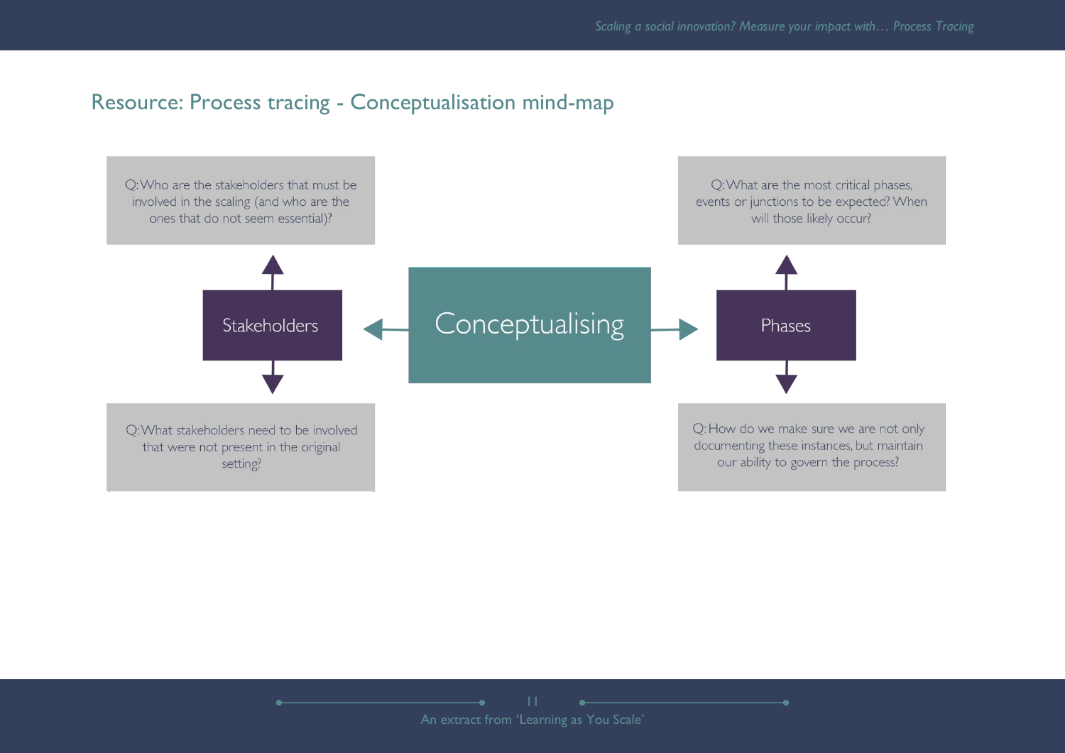## Resource: Process tracing - Conceptualisation mind-map

**Conceptualising**

- **Stakeholders**
  - Q: Who are the stakeholders that must be involved in the scaling (and who are the ones that do not seem essential)?
  - Q: What stakeholders need to be involved that were not present in the original setting?
- **Phases**
  - Q: What are the most critical phases, events or junctions to be expected? When will those likely occur?
  - Q: How do we make sure we are not only documenting these instances, but maintain our ability to govern the process?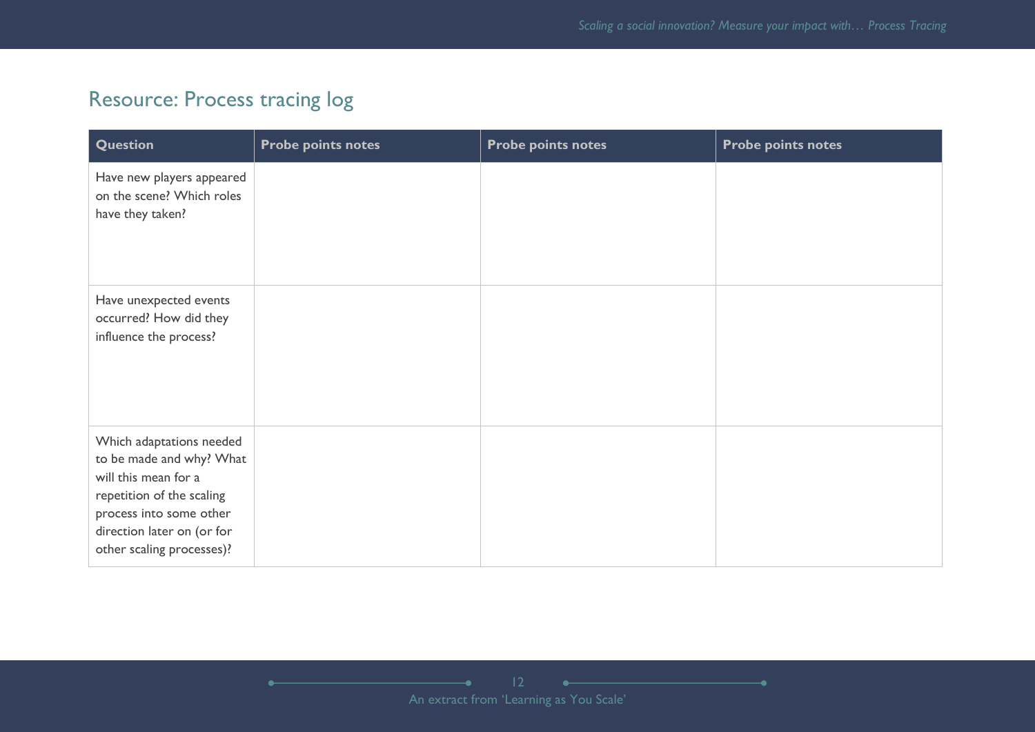## Resource: Process tracing log

| Question | Probe points notes | Probe points notes | Probe points notes |
|---|---|---|---|
| Have new players appeared on the scene? Which roles have they taken? | | | |
| Have unexpected events occurred? How did they influence the process? | | | |
| Which adaptations needed to be made and why? What will this mean for a repetition of the scaling process into some other direction later on (or for other scaling processes)? | | | |